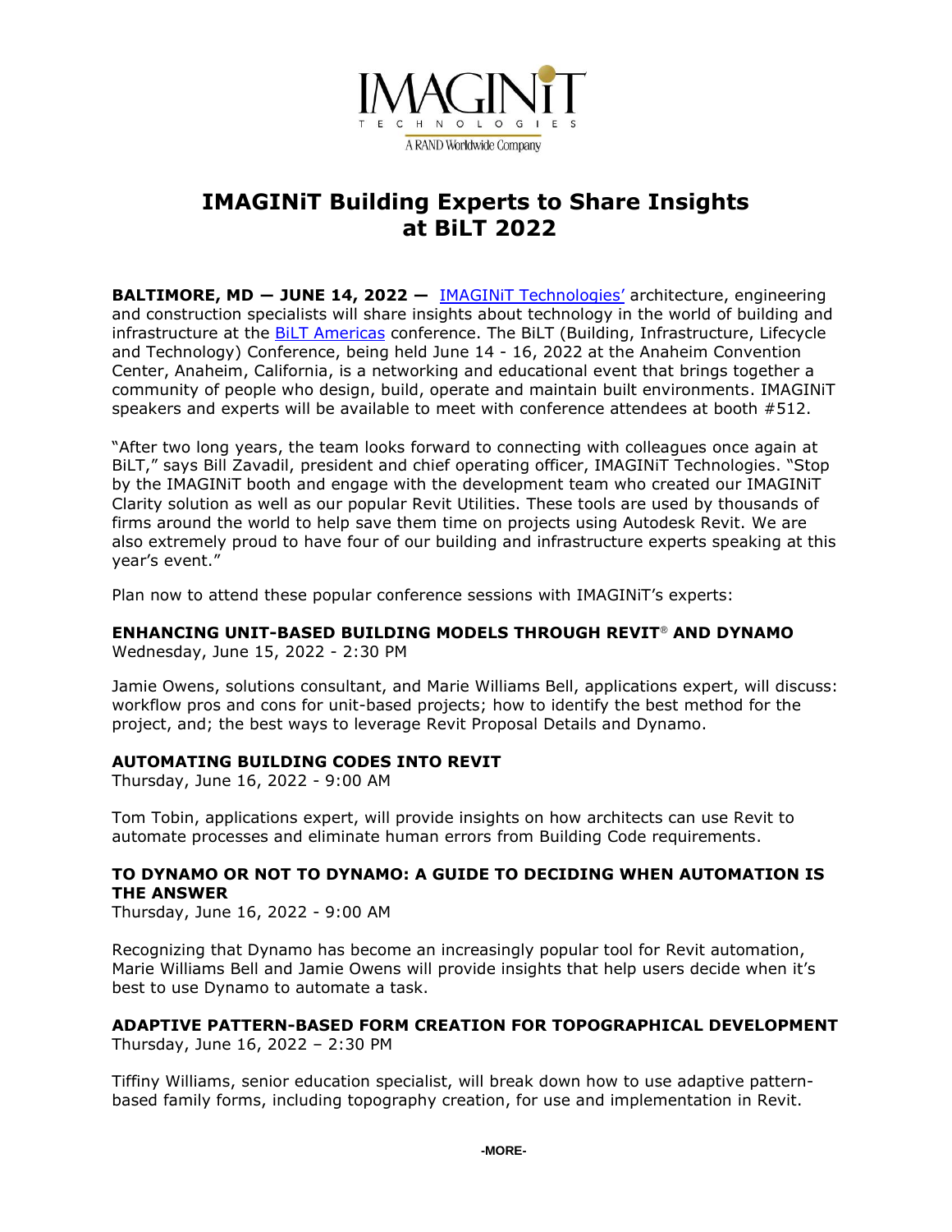IMAGINiT TECHNOLOGIES
A RAND Worldwide Company

# IMAGINiT Building Experts to Share Insights at BiLT 2022

**BALTIMORE, MD — JUNE 14, 2022 —** IMAGINiT Technologies' architecture, engineering and construction specialists will share insights about technology in the world of building and infrastructure at the BiLT Americas conference. The BiLT (Building, Infrastructure, Lifecycle and Technology) Conference, being held June 14 - 16, 2022 at the Anaheim Convention Center, Anaheim, California, is a networking and educational event that brings together a community of people who design, build, operate and maintain built environments. IMAGINiT speakers and experts will be available to meet with conference attendees at booth #512.

"After two long years, the team looks forward to connecting with colleagues once again at BiLT," says Bill Zavadil, president and chief operating officer, IMAGINiT Technologies. "Stop by the IMAGINiT booth and engage with the development team who created our IMAGINiT Clarity solution as well as our popular Revit Utilities. These tools are used by thousands of firms around the world to help save them time on projects using Autodesk Revit. We are also extremely proud to have four of our building and infrastructure experts speaking at this year's event."

Plan now to attend these popular conference sessions with IMAGINiT's experts:

### ENHANCING UNIT-BASED BUILDING MODELS THROUGH REVIT® AND DYNAMO

Wednesday, June 15, 2022 - 2:30 PM

Jamie Owens, solutions consultant, and Marie Williams Bell, applications expert, will discuss: workflow pros and cons for unit-based projects; how to identify the best method for the project, and; the best ways to leverage Revit Proposal Details and Dynamo.

### AUTOMATING BUILDING CODES INTO REVIT

Thursday, June 16, 2022 - 9:00 AM

Tom Tobin, applications expert, will provide insights on how architects can use Revit to automate processes and eliminate human errors from Building Code requirements.

### TO DYNAMO OR NOT TO DYNAMO: A GUIDE TO DECIDING WHEN AUTOMATION IS THE ANSWER

Thursday, June 16, 2022 - 9:00 AM

Recognizing that Dynamo has become an increasingly popular tool for Revit automation, Marie Williams Bell and Jamie Owens will provide insights that help users decide when it's best to use Dynamo to automate a task.

### ADAPTIVE PATTERN-BASED FORM CREATION FOR TOPOGRAPHICAL DEVELOPMENT

Thursday, June 16, 2022 – 2:30 PM

Tiffiny Williams, senior education specialist, will break down how to use adaptive pattern-based family forms, including topography creation, for use and implementation in Revit.

-MORE-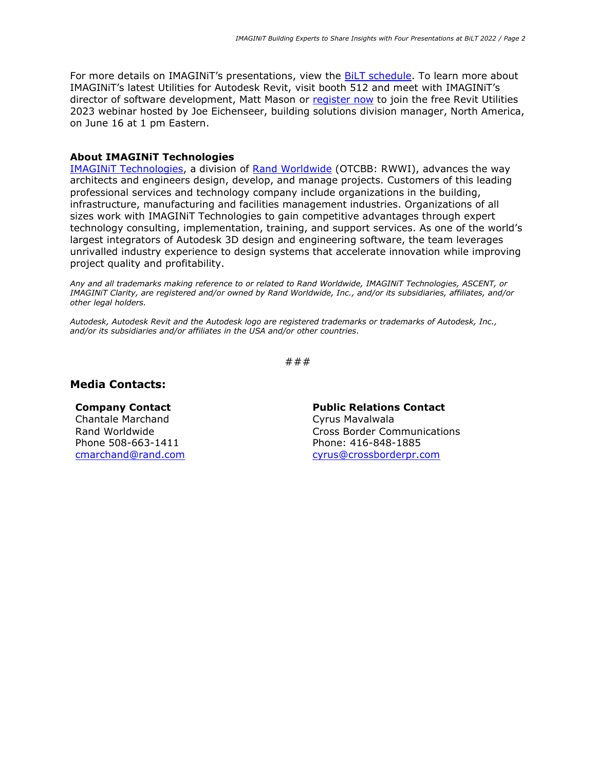For more details on IMAGINiT's presentations, view the BiLT schedule. To learn more about IMAGINiT's latest Utilities for Autodesk Revit, visit booth 512 and meet with IMAGINiT's director of software development, Matt Mason or register now to join the free Revit Utilities 2023 webinar hosted by Joe Eichenseer, building solutions division manager, North America, on June 16 at 1 pm Eastern.

**About IMAGINiT Technologies**

IMAGINiT Technologies, a division of Rand Worldwide (OTCBB: RWWI), advances the way architects and engineers design, develop, and manage projects. Customers of this leading professional services and technology company include organizations in the building, infrastructure, manufacturing and facilities management industries. Organizations of all sizes work with IMAGINiT Technologies to gain competitive advantages through expert technology consulting, implementation, training, and support services. As one of the world's largest integrators of Autodesk 3D design and engineering software, the team leverages unrivalled industry experience to design systems that accelerate innovation while improving project quality and profitability.

*Any and all trademarks making reference to or related to Rand Worldwide, IMAGINiT Technologies, ASCENT, or IMAGINiT Clarity, are registered and/or owned by Rand Worldwide, Inc., and/or its subsidiaries, affiliates, and/or other legal holders.*

*Autodesk, Autodesk Revit and the Autodesk logo are registered trademarks or trademarks of Autodesk, Inc., and/or its subsidiaries and/or affiliates in the USA and/or other countries.*

###

## Media Contacts:

**Company Contact**
Chantale Marchand
Rand Worldwide
Phone 508-663-1411
cmarchand@rand.com

**Public Relations Contact**
Cyrus Mavalwala
Cross Border Communications
Phone: 416-848-1885
cyrus@crossborderpr.com